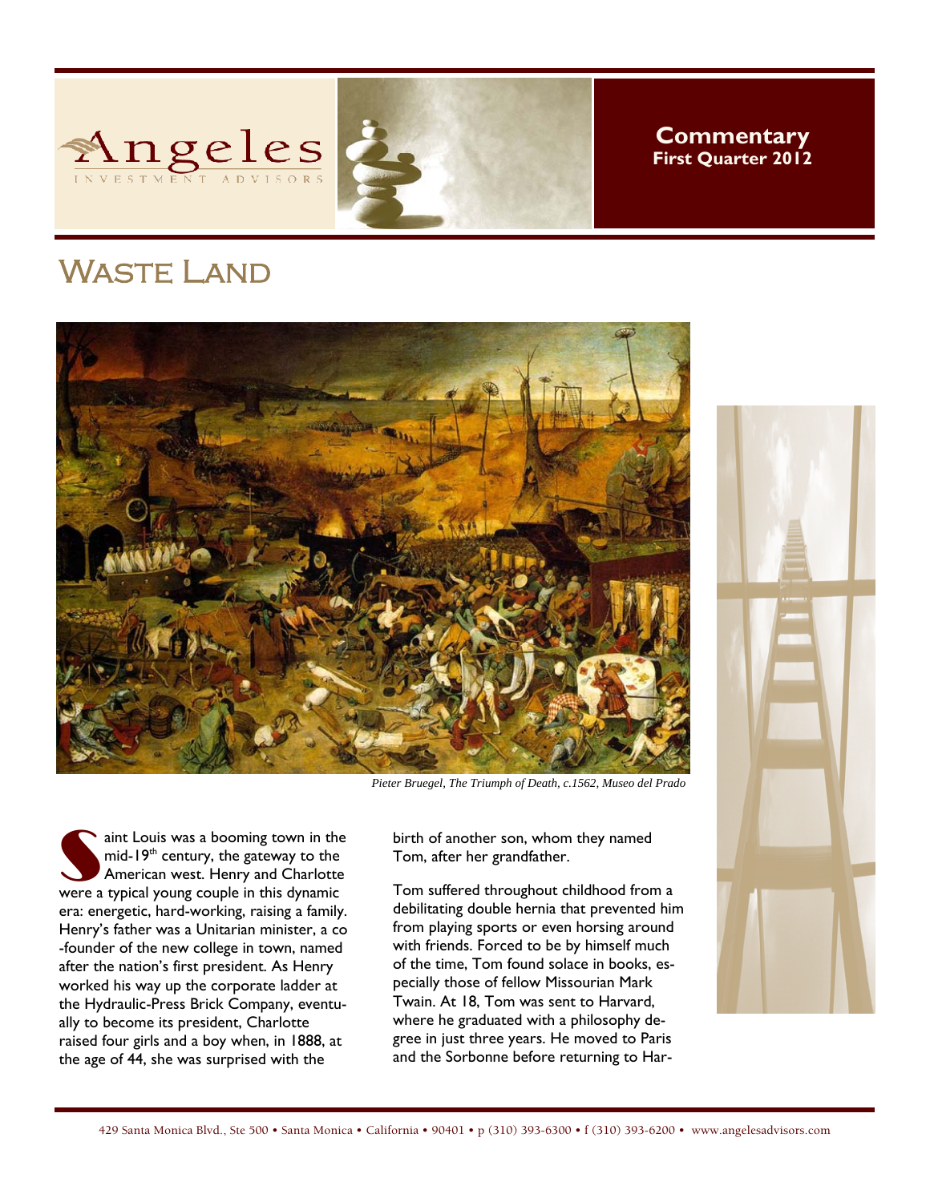**Commentary**
**First Quarter 2012**

# Waste Land

*Pieter Bruegel, The Triumph of Death, c.1562, Museo del Prado*

Saint Louis was a booming town in the mid-19th century, the gateway to the American west. Henry and Charlotte were a typical young couple in this dynamic era: energetic, hard-working, raising a family. Henry's father was a Unitarian minister, a co-founder of the new college in town, named after the nation's first president. As Henry worked his way up the corporate ladder at the Hydraulic-Press Brick Company, eventually to become its president, Charlotte raised four girls and a boy when, in 1888, at the age of 44, she was surprised with the birth of another son, whom they named Tom, after her grandfather.

Tom suffered throughout childhood from a debilitating double hernia that prevented him from playing sports or even horsing around with friends. Forced to be by himself much of the time, Tom found solace in books, especially those of fellow Missourian Mark Twain. At 18, Tom was sent to Harvard, where he graduated with a philosophy degree in just three years. He moved to Paris and the Sorbonne before returning to Har-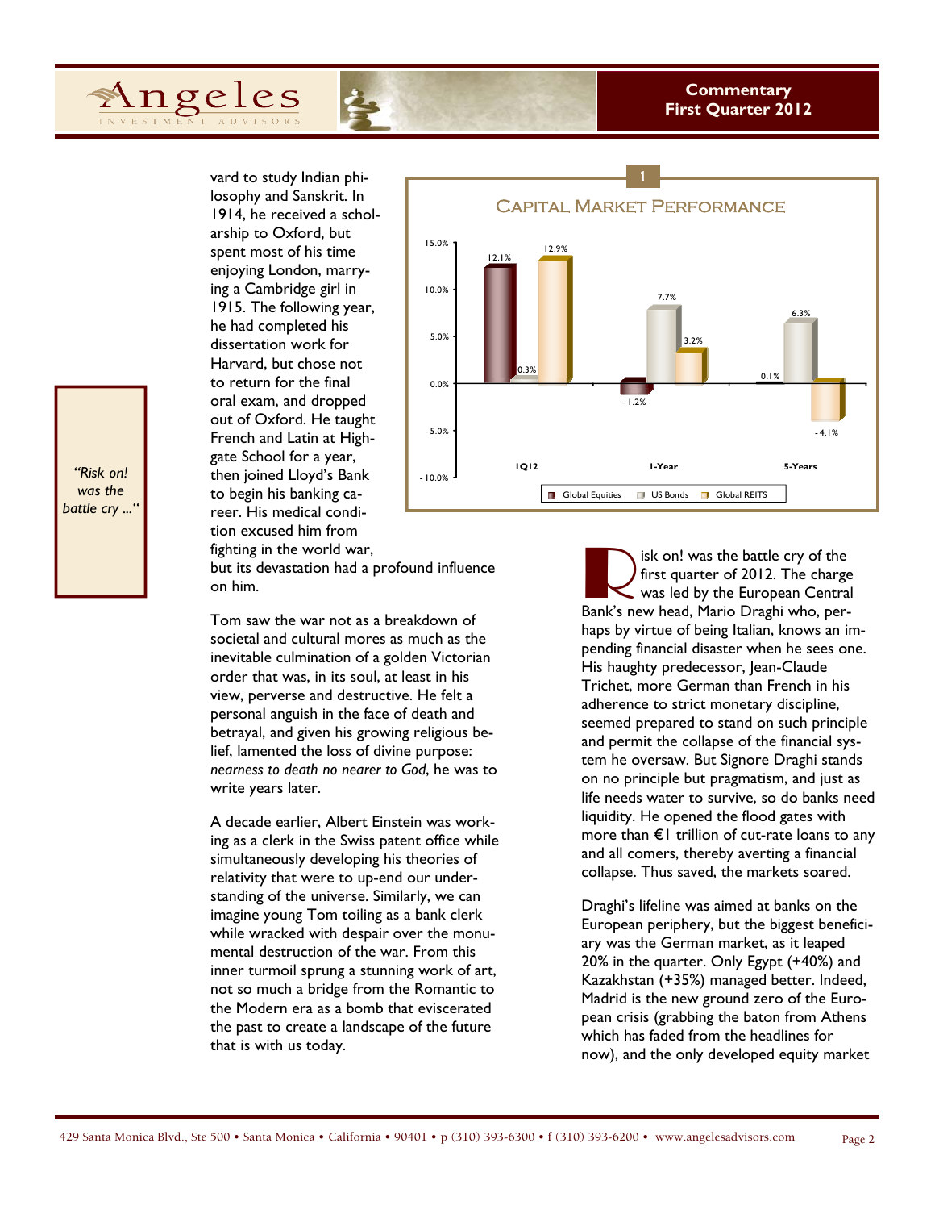vard to study Indian philosophy and Sanskrit. In 1914, he received a scholarship to Oxford, but spent most of his time enjoying London, marrying a Cambridge girl in 1915. The following year, he had completed his dissertation work for Harvard, but chose not to return for the final oral exam, and dropped out of Oxford. He taught French and Latin at Highgate School for a year, then joined Lloyd's Bank to begin his banking career. His medical condition excused him from fighting in the world war, but its devastation had a profound influence on him.

Tom saw the war not as a breakdown of societal and cultural mores as much as the inevitable culmination of a golden Victorian order that was, in its soul, at least in his view, perverse and destructive. He felt a personal anguish in the face of death and betrayal, and given his growing religious belief, lamented the loss of divine purpose: *nearness to death no nearer to God*, he was to write years later.

A decade earlier, Albert Einstein was working as a clerk in the Swiss patent office while simultaneously developing his theories of relativity that were to up-end our understanding of the universe. Similarly, we can imagine young Tom toiling as a bank clerk while wracked with despair over the monumental destruction of the war. From this inner turmoil sprung a stunning work of art, not so much a bridge from the Romantic to the Modern era as a bomb that eviscerated the past to create a landscape of the future that is with us today.

*"Risk on! was the battle cry ..."*

**1**

**Capital Market Performance**

| | Global Equities | US Bonds | Global REITS |
|---|---|---|---|
| 1Q12 | 12.1% | 0.3% | 12.9% |
| 1-Year | -1.2% | 7.7% | 3.2% |
| 5-Years | 0.1% | 6.3% | -4.1% |

Risk on! was the battle cry of the first quarter of 2012. The charge was led by the European Central Bank's new head, Mario Draghi who, perhaps by virtue of being Italian, knows an impending financial disaster when he sees one. His haughty predecessor, Jean-Claude Trichet, more German than French in his adherence to strict monetary discipline, seemed prepared to stand on such principle and permit the collapse of the financial system he oversaw. But Signore Draghi stands on no principle but pragmatism, and just as life needs water to survive, so do banks need liquidity. He opened the flood gates with more than €1 trillion of cut-rate loans to any and all comers, thereby averting a financial collapse. Thus saved, the markets soared.

Draghi's lifeline was aimed at banks on the European periphery, but the biggest beneficiary was the German market, as it leaped 20% in the quarter. Only Egypt (+40%) and Kazakhstan (+35%) managed better. Indeed, Madrid is the new ground zero of the European crisis (grabbing the baton from Athens which has faded from the headlines for now), and the only developed equity market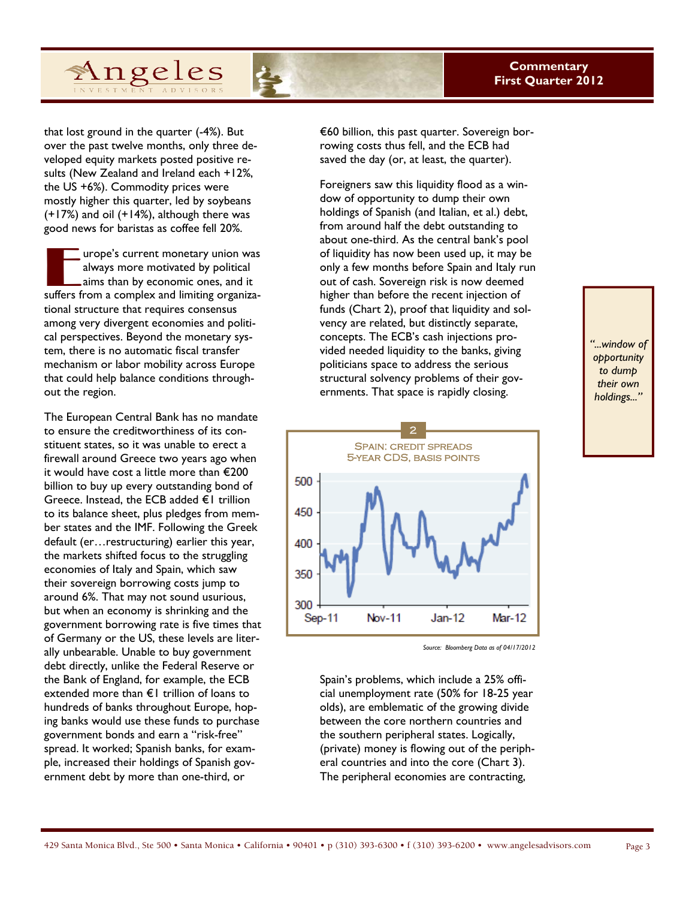that lost ground in the quarter (-4%). But over the past twelve months, only three developed equity markets posted positive results (New Zealand and Ireland each +12%, the US +6%). Commodity prices were mostly higher this quarter, led by soybeans (+17%) and oil (+14%), although there was good news for baristas as coffee fell 20%.

Europe's current monetary union was always more motivated by political aims than by economic ones, and it suffers from a complex and limiting organizational structure that requires consensus among very divergent economies and political perspectives. Beyond the monetary system, there is no automatic fiscal transfer mechanism or labor mobility across Europe that could help balance conditions throughout the region.

The European Central Bank has no mandate to ensure the creditworthiness of its constituent states, so it was unable to erect a firewall around Greece two years ago when it would have cost a little more than €200 billion to buy up every outstanding bond of Greece. Instead, the ECB added €1 trillion to its balance sheet, plus pledges from member states and the IMF. Following the Greek default (er…restructuring) earlier this year, the markets shifted focus to the struggling economies of Italy and Spain, which saw their sovereign borrowing costs jump to around 6%. That may not sound usurious, but when an economy is shrinking and the government borrowing rate is five times that of Germany or the US, these levels are literally unbearable. Unable to buy government debt directly, unlike the Federal Reserve or the Bank of England, for example, the ECB extended more than €1 trillion of loans to hundreds of banks throughout Europe, hoping banks would use these funds to purchase government bonds and earn a "risk-free" spread. It worked; Spanish banks, for example, increased their holdings of Spanish government debt by more than one-third, or €60 billion, this past quarter. Sovereign borrowing costs thus fell, and the ECB had saved the day (or, at least, the quarter).

Foreigners saw this liquidity flood as a window of opportunity to dump their own holdings of Spanish (and Italian, et al.) debt, from around half the debt outstanding to about one-third. As the central bank's pool of liquidity has now been used up, it may be only a few months before Spain and Italy run out of cash. Sovereign risk is now deemed higher than before the recent injection of funds (Chart 2), proof that liquidity and solvency are related, but distinctly separate, concepts. The ECB's cash injections provided needed liquidity to the banks, giving politicians space to address the serious structural solvency problems of their governments. That space is rapidly closing.

> *"...window of opportunity to dump their own holdings..."*

**2**

**SPAIN: CREDIT SPREADS**
**5-YEAR CDS, BASIS POINTS**

*Source: Bloomberg Data as of 04/17/2012*

Spain's problems, which include a 25% official unemployment rate (50% for 18-25 year olds), are emblematic of the growing divide between the core northern countries and the southern peripheral states. Logically, (private) money is flowing out of the peripheral countries and into the core (Chart 3). The peripheral economies are contracting,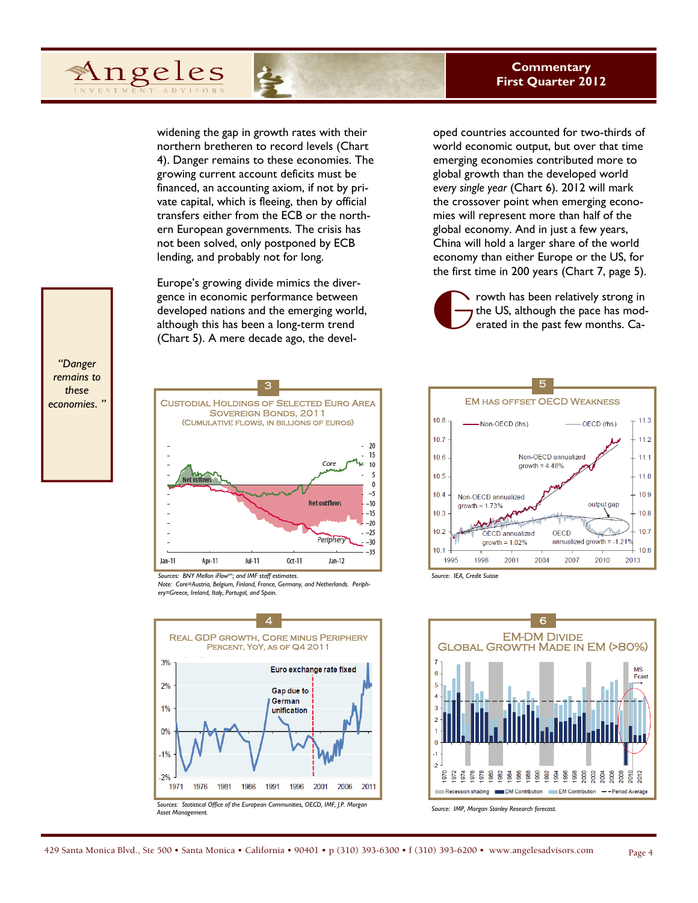widening the gap in growth rates with their northern bretheren to record levels (Chart 4). Danger remains to these economies. The growing current account deficits must be financed, an accounting axiom, if not by private capital, which is fleeing, then by official transfers either from the ECB or the northern European governments. The crisis has not been solved, only postponed by ECB lending, and probably not for long.

Europe's growing divide mimics the divergence in economic performance between developed nations and the emerging world, although this has been a long-term trend (Chart 5). A mere decade ago, the developed countries accounted for two-thirds of world economic output, but over that time emerging economies contributed more to global growth than the developed world *every single year* (Chart 6). 2012 will mark the crossover point when emerging economies will represent more than half of the global economy. And in just a few years, China will hold a larger share of the world economy than either Europe or the US, for the first time in 200 years (Chart 7, page 5).

Growth has been relatively strong in the US, although the pace has moderated in the past few months. Ca-

> *"Danger remains to these economies."*

**3 — Custodial Holdings of Selected Euro Area Sovereign Bonds, 2011 (Cumulative flows, in billions of euros)**

Sources: BNY Mellon iFlow℠; and IMF staff estimates.
Note: Core=Austria, Belgium, Finland, France, Germany, and Netherlands. Periphery=Greece, Ireland, Italy, Portugal, and Spain.

**4 — Real GDP growth, Core minus Periphery (Percent, YoY, as of Q4 2011)**

Sources: Statistical Office of the European Communities, OECD, IMF, J.P. Morgan Asset Management.

**5 — EM has offset OECD Weakness**

Source: IEA, Credit Suisse

**6 — EM-DM Divide: Global Growth made in EM (>80%)**

Source: IMP, Morgan Stanley Research forecast.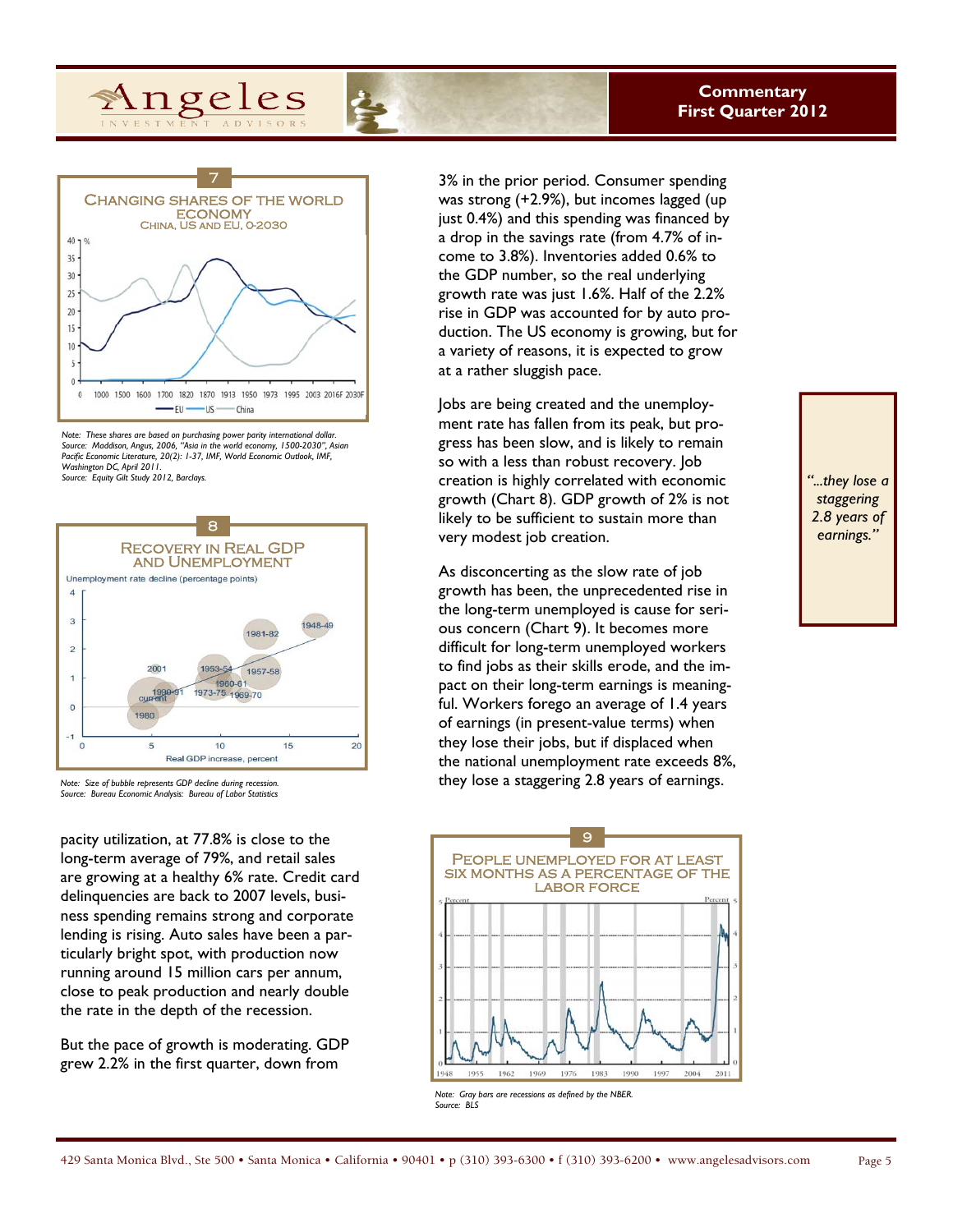### 7 — Changing Shares of the World Economy

China, US and EU, 0-2030

Note: These shares are based on purchasing power parity international dollar.
Source: Maddison, Angus, 2006, "Asia in the world economy, 1500-2030", Asian Pacific Economic Literature, 20(2): 1-37, IMF, World Economic Outlook, IMF, Washington DC, April 2011.
Source: Equity Gilt Study 2012, Barclays.

### 8 — Recovery in Real GDP and Unemployment

Note: Size of bubble represents GDP decline during recession.
Source: Bureau of Economic Analysis: Bureau of Labor Statistics

pacity utilization, at 77.8% is close to the long-term average of 79%, and retail sales are growing at a healthy 6% rate. Credit card delinquencies are back to 2007 levels, business spending remains strong and corporate lending is rising. Auto sales have been a particularly bright spot, with production now running around 15 million cars per annum, close to peak production and nearly double the rate in the depth of the recession.

But the pace of growth is moderating. GDP grew 2.2% in the first quarter, down from 3% in the prior period. Consumer spending was strong (+2.9%), but incomes lagged (up just 0.4%) and this spending was financed by a drop in the savings rate (from 4.7% of income to 3.8%). Inventories added 0.6% to the GDP number, so the real underlying growth rate was just 1.6%. Half of the 2.2% rise in GDP was accounted for by auto production. The US economy is growing, but for a variety of reasons, it is expected to grow at a rather sluggish pace.

Jobs are being created and the unemployment rate has fallen from its peak, but progress has been slow, and is likely to remain so with a less than robust recovery. Job creation is highly correlated with economic growth (Chart 8). GDP growth of 2% is not likely to be sufficient to sustain more than very modest job creation.

As disconcerting as the slow rate of job growth has been, the unprecedented rise in the long-term unemployed is cause for serious concern (Chart 9). It becomes more difficult for long-term unemployed workers to find jobs as their skills erode, and the impact on their long-term earnings is meaningful. Workers forego an average of 1.4 years of earnings (in present-value terms) when they lose their jobs, but if displaced when the national unemployment rate exceeds 8%, they lose a staggering 2.8 years of earnings.

> *"...they lose a staggering 2.8 years of earnings."*

### 9 — People Unemployed for at Least Six Months as a Percentage of the Labor Force

Note: Gray bars are recessions as defined by the NBER.
Source: BLS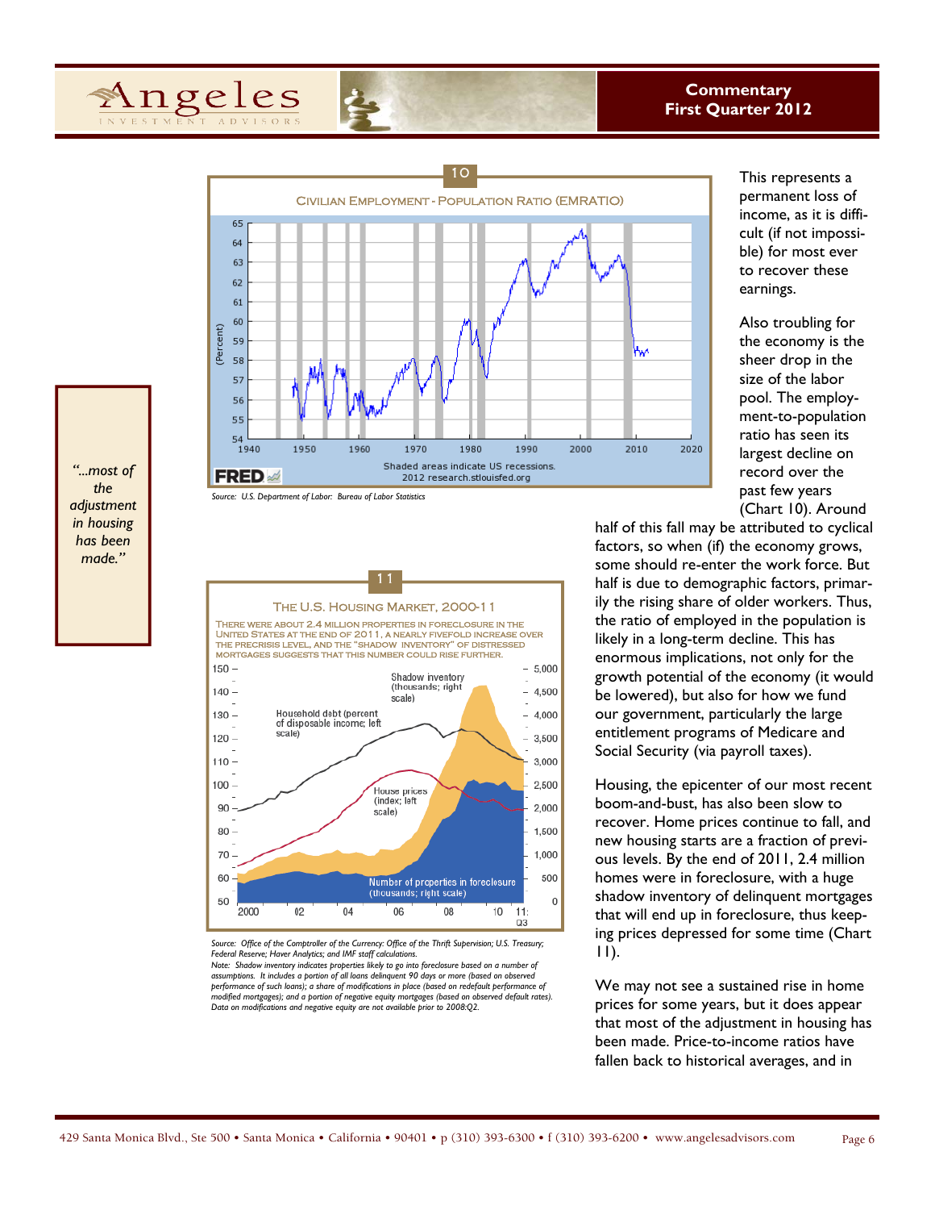**10**

**CIVILIAN EMPLOYMENT - POPULATION RATIO (EMRATIO)**

Shaded areas indicate US recessions.
2012 research.stlouisfed.org

Source: U.S. Department of Labor: Bureau of Labor Statistics

**11**

**THE U.S. HOUSING MARKET, 2000-11**

THERE WERE ABOUT 2.4 MILLION PROPERTIES IN FORECLOSURE IN THE UNITED STATES AT THE END OF 2011, A NEARLY FIVEFOLD INCREASE OVER THE PRECRISIS LEVEL, AND THE "SHADOW INVENTORY" OF DISTRESSED MORTGAGES SUGGESTS THAT THIS NUMBER COULD RISE FURTHER.

*Source: Office of the Comptroller of the Currency: Office of the Thrift Supervision; U.S. Treasury; Federal Reserve; Haver Analytics; and IMF staff calculations.*
*Note: Shadow inventory indicates properties likely to go into foreclosure based on a number of assumptions. It includes a portion of all loans delinquent 90 days or more (based on observed performance of such loans); a share of modifications in place (based on redefault performance of modified mortgages); and a portion of negative equity mortgages (based on observed default rates). Data on modifications and negative equity are not available prior to 2008:Q2.*

> *"...most of the adjustment in housing has been made."*

This represents a permanent loss of income, as it is difficult (if not impossible) for most ever to recover these earnings.

Also troubling for the economy is the sheer drop in the size of the labor pool. The employment-to-population ratio has seen its largest decline on record over the past few years (Chart 10). Around half of this fall may be attributed to cyclical factors, so when (if) the economy grows, some should re-enter the work force. But half is due to demographic factors, primarily the rising share of older workers. Thus, the ratio of employed in the population is likely in a long-term decline. This has enormous implications, not only for the growth potential of the economy (it would be lowered), but also for how we fund our government, particularly the large entitlement programs of Medicare and Social Security (via payroll taxes).

Housing, the epicenter of our most recent boom-and-bust, has also been slow to recover. Home prices continue to fall, and new housing starts are a fraction of previous levels. By the end of 2011, 2.4 million homes were in foreclosure, with a huge shadow inventory of delinquent mortgages that will end up in foreclosure, thus keeping prices depressed for some time (Chart 11).

We may not see a sustained rise in home prices for some years, but it does appear that most of the adjustment in housing has been made. Price-to-income ratios have fallen back to historical averages, and in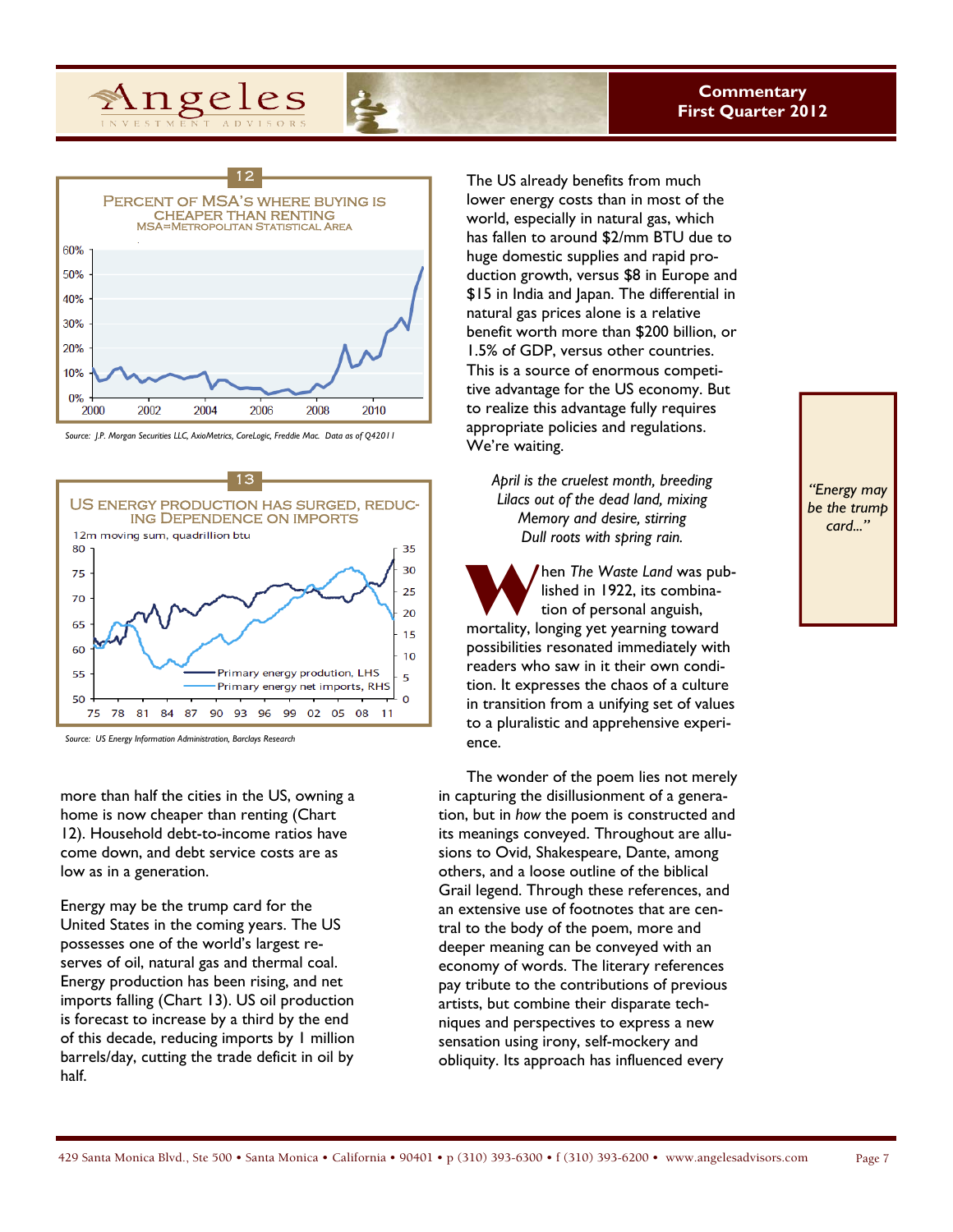**12**

**PERCENT OF MSA'S WHERE BUYING IS CHEAPER THAN RENTING**
MSA=METROPOLITAN STATISTICAL AREA

*Source: J.P. Morgan Securities LLC, AxioMetrics, CoreLogic, Freddie Mac. Data as of Q42011*

**13**

**US ENERGY PRODUCTION HAS SURGED, REDUCING DEPENDENCE ON IMPORTS**
12m moving sum, quadrillion btu

*Source: US Energy Information Administration, Barclays Research*

more than half the cities in the US, owning a home is now cheaper than renting (Chart 12). Household debt-to-income ratios have come down, and debt service costs are as low as in a generation.

Energy may be the trump card for the United States in the coming years. The US possesses one of the world's largest reserves of oil, natural gas and thermal coal. Energy production has been rising, and net imports falling (Chart 13). US oil production is forecast to increase by a third by the end of this decade, reducing imports by 1 million barrels/day, cutting the trade deficit in oil by half.

The US already benefits from much lower energy costs than in most of the world, especially in natural gas, which has fallen to around $2/mm BTU due to huge domestic supplies and rapid production growth, versus $8 in Europe and $15 in India and Japan. The differential in natural gas prices alone is a relative benefit worth more than $200 billion, or 1.5% of GDP, versus other countries. This is a source of enormous competitive advantage for the US economy. But to realize this advantage fully requires appropriate policies and regulations. We're waiting.

> *"Energy may be the trump card..."*

*April is the cruelest month, breeding*
*Lilacs out of the dead land, mixing*
*Memory and desire, stirring*
*Dull roots with spring rain.*

When *The Waste Land* was published in 1922, its combination of personal anguish, mortality, longing yet yearning toward possibilities resonated immediately with readers who saw in it their own condition. It expresses the chaos of a culture in transition from a unifying set of values to a pluralistic and apprehensive experience.

The wonder of the poem lies not merely in capturing the disillusionment of a generation, but in *how* the poem is constructed and its meanings conveyed. Throughout are allusions to Ovid, Shakespeare, Dante, among others, and a loose outline of the biblical Grail legend. Through these references, and an extensive use of footnotes that are central to the body of the poem, more and deeper meaning can be conveyed with an economy of words. The literary references pay tribute to the contributions of previous artists, but combine their disparate techniques and perspectives to express a new sensation using irony, self-mockery and obliquity. Its approach has influenced every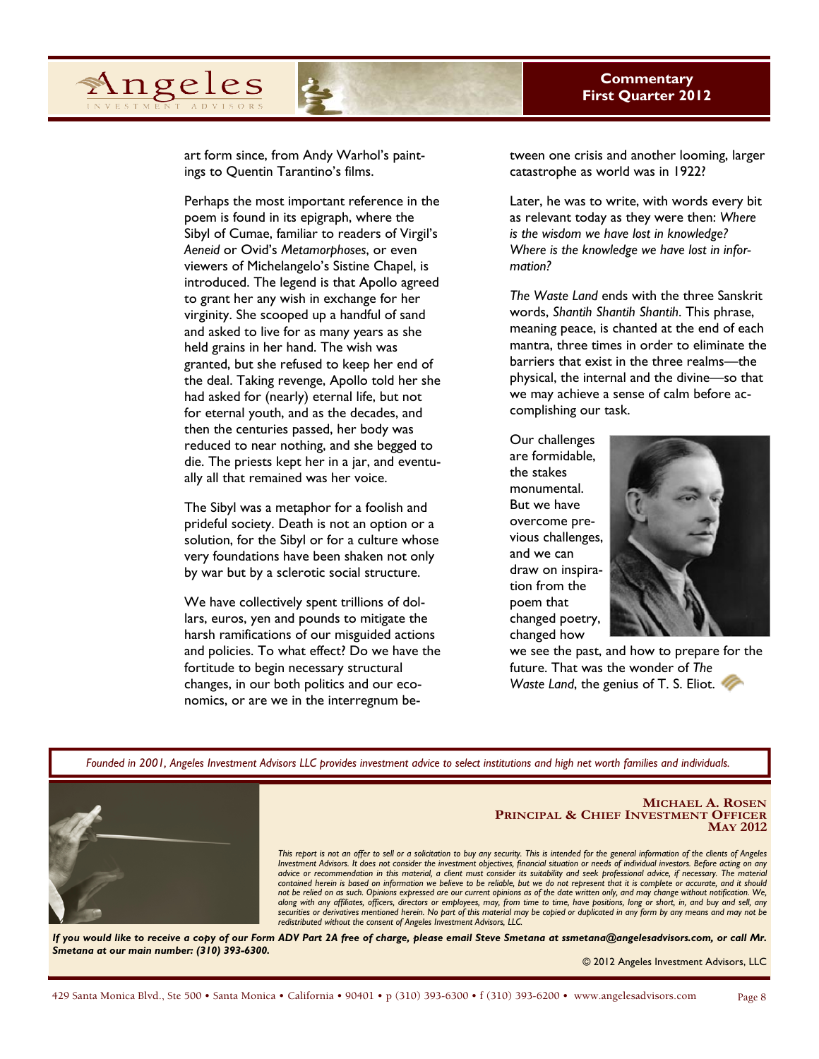art form since, from Andy Warhol's paintings to Quentin Tarantino's films.

Perhaps the most important reference in the poem is found in its epigraph, where the Sibyl of Cumae, familiar to readers of Virgil's *Aeneid* or Ovid's *Metamorphoses*, or even viewers of Michelangelo's Sistine Chapel, is introduced. The legend is that Apollo agreed to grant her any wish in exchange for her virginity. She scooped up a handful of sand and asked to live for as many years as she held grains in her hand. The wish was granted, but she refused to keep her end of the deal. Taking revenge, Apollo told her she had asked for (nearly) eternal life, but not for eternal youth, and as the decades, and then the centuries passed, her body was reduced to near nothing, and she begged to die. The priests kept her in a jar, and eventually all that remained was her voice.

The Sibyl was a metaphor for a foolish and prideful society. Death is not an option or a solution, for the Sibyl or for a culture whose very foundations have been shaken not only by war but by a sclerotic social structure.

We have collectively spent trillions of dollars, euros, yen and pounds to mitigate the harsh ramifications of our misguided actions and policies. To what effect? Do we have the fortitude to begin necessary structural changes, in our both politics and our economics, or are we in the interregnum between one crisis and another looming, larger catastrophe as world was in 1922?

Later, he was to write, with words every bit as relevant today as they were then: *Where is the wisdom we have lost in knowledge? Where is the knowledge we have lost in information?*

*The Waste Land* ends with the three Sanskrit words, *Shantih Shantih Shantih*. This phrase, meaning peace, is chanted at the end of each mantra, three times in order to eliminate the barriers that exist in the three realms—the physical, the internal and the divine—so that we may achieve a sense of calm before accomplishing our task.

Our challenges are formidable, the stakes monumental. But we have overcome previous challenges, and we can draw on inspiration from the poem that changed poetry, changed how we see the past, and how to prepare for the future. That was the wonder of *The Waste Land*, the genius of T. S. Eliot.

*Founded in 2001, Angeles Investment Advisors LLC provides investment advice to select institutions and high net worth families and individuals.*

**Michael A. Rosen**
**Principal & Chief Investment Officer**
**May 2012**

*This report is not an offer to sell or a solicitation to buy any security. This is intended for the general information of the clients of Angeles Investment Advisors. It does not consider the investment objectives, financial situation or needs of individual investors. Before acting on any advice or recommendation in this material, a client must consider its suitability and seek professional advice, if necessary. The material contained herein is based on information we believe to be reliable, but we do not represent that it is complete or accurate, and it should not be relied on as such. Opinions expressed are our current opinions as of the date written only, and may change without notification. We, along with any affiliates, officers, directors or employees, may, from time to time, have positions, long or short, in, and buy and sell, any securities or derivatives mentioned herein. No part of this material may be copied or duplicated in any form by any means and may not be redistributed without the consent of Angeles Investment Advisors, LLC.*

***If you would like to receive a copy of our Form ADV Part 2A free of charge, please email Steve Smetana at ssmetana@angelesadvisors.com, or call Mr. Smetana at our main number: (310) 393-6300.***

© 2012 Angeles Investment Advisors, LLC

429 Santa Monica Blvd., Ste 500 • Santa Monica • California • 90401 • p (310) 393-6300 • f (310) 393-6200 • www.angelesadvisors.com